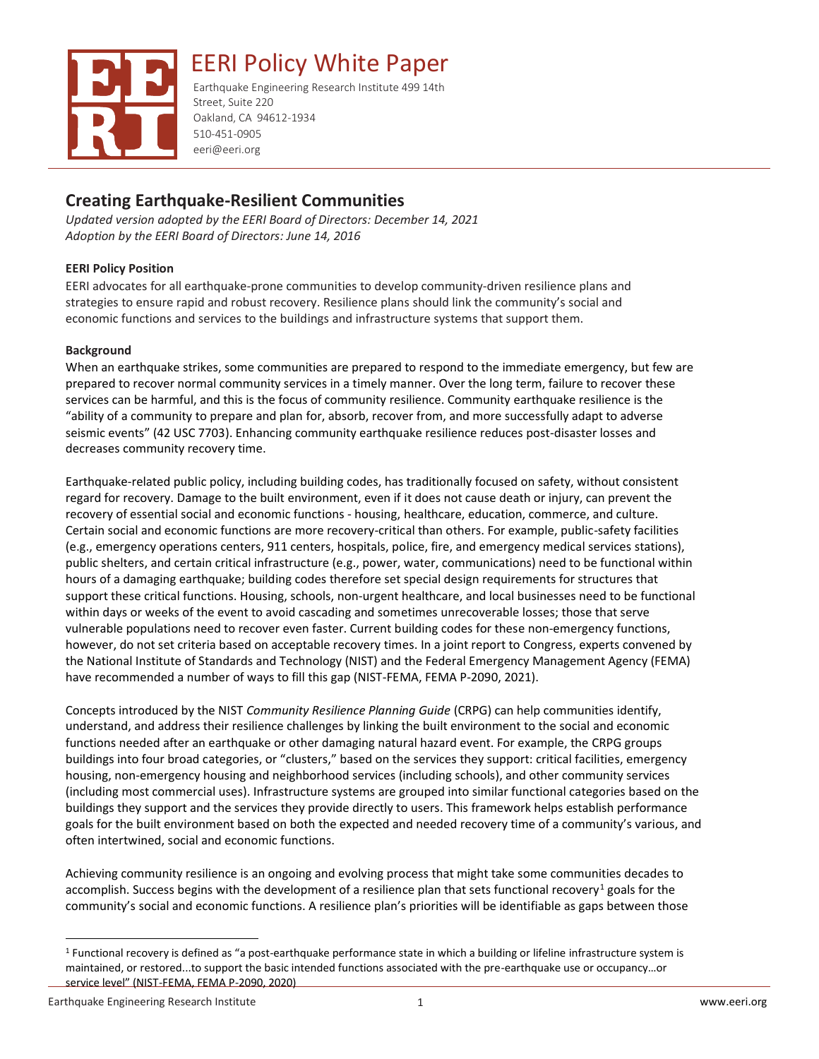# EERI Policy White Paper

Earthquake Engineering Research Institute 499 14th Street, Suite 220
Oakland, CA 94612-1934
510-451-0905
eeri@eeri.org

## Creating Earthquake-Resilient Communities

*Updated version adopted by the EERI Board of Directors: December 14, 2021*
*Adoption by the EERI Board of Directors: June 14, 2016*

**EERI Policy Position**

EERI advocates for all earthquake-prone communities to develop community-driven resilience plans and strategies to ensure rapid and robust recovery. Resilience plans should link the community's social and economic functions and services to the buildings and infrastructure systems that support them.

**Background**

When an earthquake strikes, some communities are prepared to respond to the immediate emergency, but few are prepared to recover normal community services in a timely manner. Over the long term, failure to recover these services can be harmful, and this is the focus of community resilience. Community earthquake resilience is the "ability of a community to prepare and plan for, absorb, recover from, and more successfully adapt to adverse seismic events" (42 USC 7703). Enhancing community earthquake resilience reduces post-disaster losses and decreases community recovery time.

Earthquake-related public policy, including building codes, has traditionally focused on safety, without consistent regard for recovery. Damage to the built environment, even if it does not cause death or injury, can prevent the recovery of essential social and economic functions - housing, healthcare, education, commerce, and culture. Certain social and economic functions are more recovery-critical than others. For example, public-safety facilities (e.g., emergency operations centers, 911 centers, hospitals, police, fire, and emergency medical services stations), public shelters, and certain critical infrastructure (e.g., power, water, communications) need to be functional within hours of a damaging earthquake; building codes therefore set special design requirements for structures that support these critical functions. Housing, schools, non-urgent healthcare, and local businesses need to be functional within days or weeks of the event to avoid cascading and sometimes unrecoverable losses; those that serve vulnerable populations need to recover even faster. Current building codes for these non-emergency functions, however, do not set criteria based on acceptable recovery times. In a joint report to Congress, experts convened by the National Institute of Standards and Technology (NIST) and the Federal Emergency Management Agency (FEMA) have recommended a number of ways to fill this gap (NIST-FEMA, FEMA P-2090, 2021).

Concepts introduced by the NIST *Community Resilience Planning Guide* (CRPG) can help communities identify, understand, and address their resilience challenges by linking the built environment to the social and economic functions needed after an earthquake or other damaging natural hazard event. For example, the CRPG groups buildings into four broad categories, or "clusters," based on the services they support: critical facilities, emergency housing, non-emergency housing and neighborhood services (including schools), and other community services (including most commercial uses). Infrastructure systems are grouped into similar functional categories based on the buildings they support and the services they provide directly to users. This framework helps establish performance goals for the built environment based on both the expected and needed recovery time of a community's various, and often intertwined, social and economic functions.

Achieving community resilience is an ongoing and evolving process that might take some communities decades to accomplish. Success begins with the development of a resilience plan that sets functional recovery[1] goals for the community's social and economic functions. A resilience plan's priorities will be identifiable as gaps between those

[1] Functional recovery is defined as "a post-earthquake performance state in which a building or lifeline infrastructure system is maintained, or restored...to support the basic intended functions associated with the pre-earthquake use or occupancy…or service level" (NIST-FEMA, FEMA P-2090, 2020)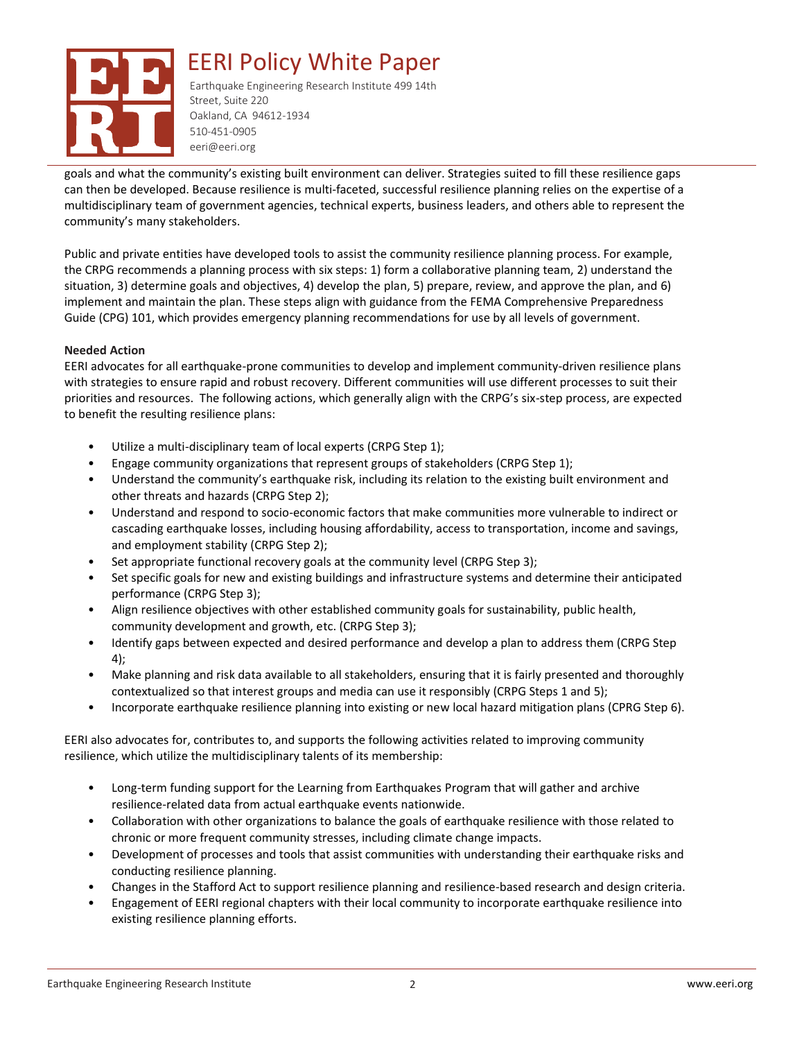goals and what the community's existing built environment can deliver. Strategies suited to fill these resilience gaps can then be developed. Because resilience is multi-faceted, successful resilience planning relies on the expertise of a multidisciplinary team of government agencies, technical experts, business leaders, and others able to represent the community's many stakeholders.

Public and private entities have developed tools to assist the community resilience planning process. For example, the CRPG recommends a planning process with six steps: 1) form a collaborative planning team, 2) understand the situation, 3) determine goals and objectives, 4) develop the plan, 5) prepare, review, and approve the plan, and 6) implement and maintain the plan. These steps align with guidance from the FEMA Comprehensive Preparedness Guide (CPG) 101, which provides emergency planning recommendations for use by all levels of government.

**Needed Action**

EERI advocates for all earthquake-prone communities to develop and implement community-driven resilience plans with strategies to ensure rapid and robust recovery. Different communities will use different processes to suit their priorities and resources. The following actions, which generally align with the CRPG's six-step process, are expected to benefit the resulting resilience plans:

- Utilize a multi-disciplinary team of local experts (CRPG Step 1);
- Engage community organizations that represent groups of stakeholders (CRPG Step 1);
- Understand the community's earthquake risk, including its relation to the existing built environment and other threats and hazards (CRPG Step 2);
- Understand and respond to socio-economic factors that make communities more vulnerable to indirect or cascading earthquake losses, including housing affordability, access to transportation, income and savings, and employment stability (CRPG Step 2);
- Set appropriate functional recovery goals at the community level (CRPG Step 3);
- Set specific goals for new and existing buildings and infrastructure systems and determine their anticipated performance (CRPG Step 3);
- Align resilience objectives with other established community goals for sustainability, public health, community development and growth, etc. (CRPG Step 3);
- Identify gaps between expected and desired performance and develop a plan to address them (CRPG Step 4);
- Make planning and risk data available to all stakeholders, ensuring that it is fairly presented and thoroughly contextualized so that interest groups and media can use it responsibly (CRPG Steps 1 and 5);
- Incorporate earthquake resilience planning into existing or new local hazard mitigation plans (CPRG Step 6).

EERI also advocates for, contributes to, and supports the following activities related to improving community resilience, which utilize the multidisciplinary talents of its membership:

- Long-term funding support for the Learning from Earthquakes Program that will gather and archive resilience-related data from actual earthquake events nationwide.
- Collaboration with other organizations to balance the goals of earthquake resilience with those related to chronic or more frequent community stresses, including climate change impacts.
- Development of processes and tools that assist communities with understanding their earthquake risks and conducting resilience planning.
- Changes in the Stafford Act to support resilience planning and resilience-based research and design criteria.
- Engagement of EERI regional chapters with their local community to incorporate earthquake resilience into existing resilience planning efforts.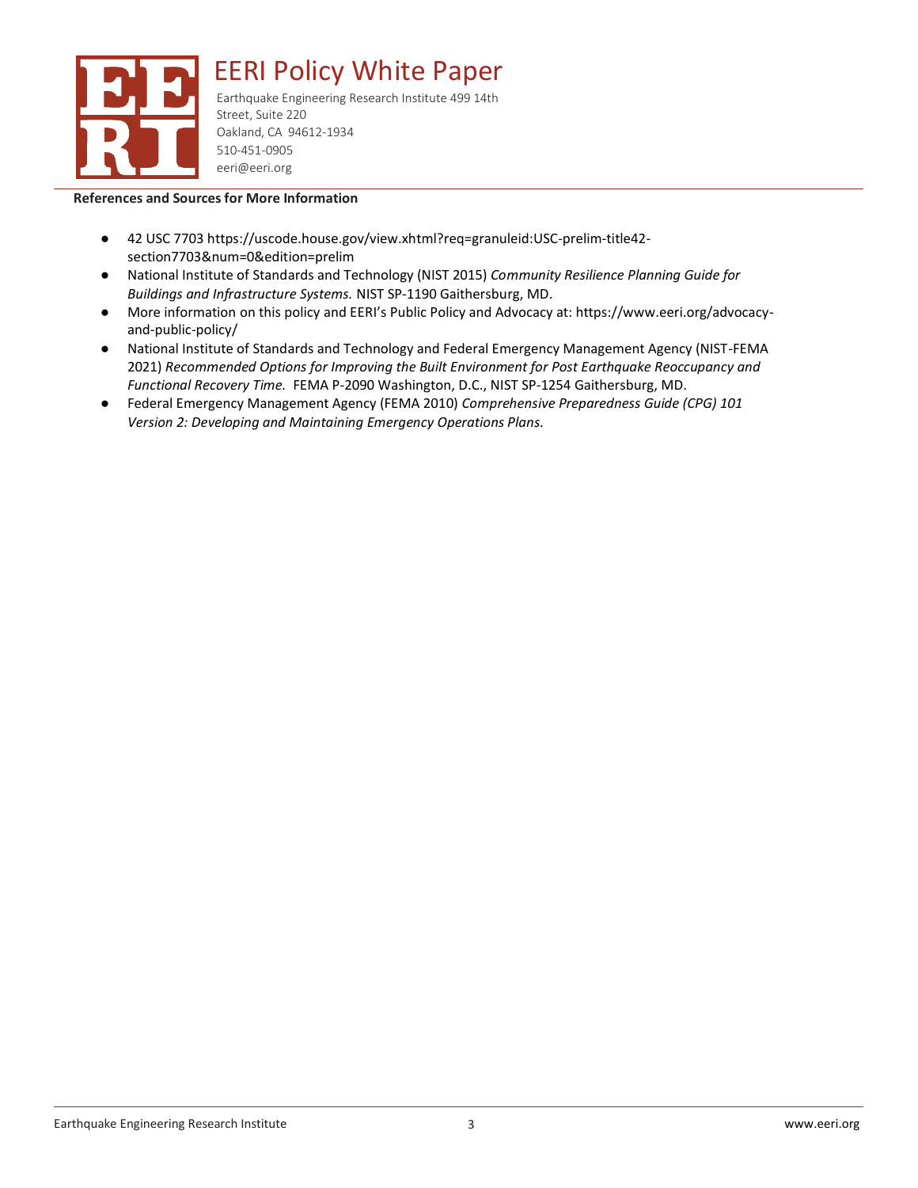**References and Sources for More Information**

- 42 USC 7703 https://uscode.house.gov/view.xhtml?req=granuleid:USC-prelim-title42-section7703&num=0&edition=prelim
- National Institute of Standards and Technology (NIST 2015) *Community Resilience Planning Guide for Buildings and Infrastructure Systems.* NIST SP-1190 Gaithersburg, MD.
- More information on this policy and EERI's Public Policy and Advocacy at: https://www.eeri.org/advocacy-and-public-policy/
- National Institute of Standards and Technology and Federal Emergency Management Agency (NIST-FEMA 2021) *Recommended Options for Improving the Built Environment for Post Earthquake Reoccupancy and Functional Recovery Time.* FEMA P-2090 Washington, D.C., NIST SP-1254 Gaithersburg, MD.
- Federal Emergency Management Agency (FEMA 2010) *Comprehensive Preparedness Guide (CPG) 101 Version 2: Developing and Maintaining Emergency Operations Plans.*